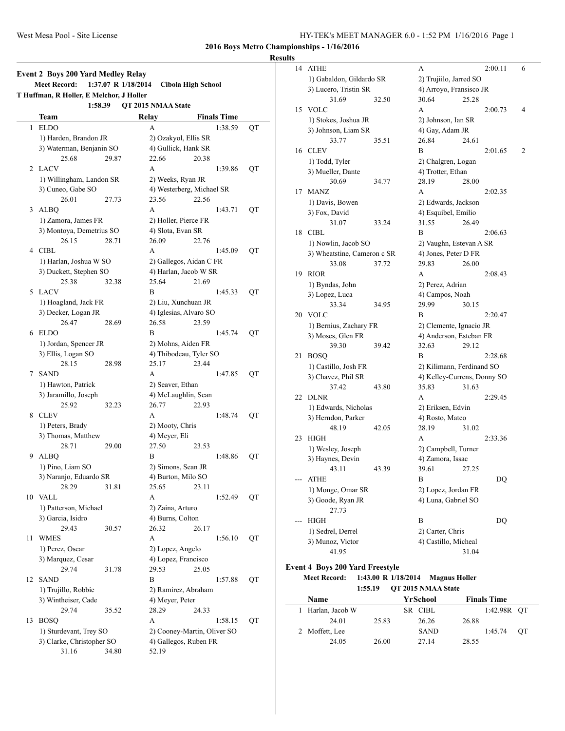## 2016 Boys Metro Championships - 1/16/2016

### Results

### Event 2 Boys 200 Yard Medley Relay

**Meet Record:** 1:37.07 R 1/18/2014 **Cibola High School**
**T Huffman, R Holler, E Melchor, J Holler**
1:58.39 QT 2015 NMAA State

| | Team | Relay | Finals Time | |
|---|---|---|---|---|
| 1 | ELDO | A | 1:38.59 | QT |
| | 1) Harden, Brandon JR | 2) Ozakyol, Ellis SR | | |
| | 3) Waterman, Benjanin SO | 4) Gullick, Hank SR | | |
| | 25.68 29.87 | 22.66 20.38 | | |
| 2 | LACV | A | 1:39.86 | QT |
| | 1) Willingham, Landon SR | 2) Weeks, Ryan JR | | |
| | 3) Cuneo, Gabe SO | 4) Westerberg, Michael SR | | |
| | 26.01 27.73 | 23.56 22.56 | | |
| 3 | ALBQ | A | 1:43.71 | QT |
| | 1) Zamora, James FR | 2) Holler, Pierce FR | | |
| | 3) Montoya, Demetrius SO | 4) Slota, Evan SR | | |
| | 26.15 28.71 | 26.09 22.76 | | |
| 4 | CIBL | A | 1:45.09 | QT |
| | 1) Harlan, Joshua W SO | 2) Gallegos, Aidan C FR | | |
| | 3) Duckett, Stephen SO | 4) Harlan, Jacob W SR | | |
| | 25.38 32.38 | 25.64 21.69 | | |
| 5 | LACV | B | 1:45.33 | QT |
| | 1) Hoagland, Jack FR | 2) Liu, Xunchuan JR | | |
| | 3) Decker, Logan JR | 4) Iglesias, Alvaro SO | | |
| | 26.47 28.69 | 26.58 23.59 | | |
| 6 | ELDO | B | 1:45.74 | QT |
| | 1) Jordan, Spencer JR | 2) Mohns, Aiden FR | | |
| | 3) Ellis, Logan SO | 4) Thibodeau, Tyler SO | | |
| | 28.15 28.98 | 25.17 23.44 | | |
| 7 | SAND | A | 1:47.85 | QT |
| | 1) Hawton, Patrick | 2) Seaver, Ethan | | |
| | 3) Jaramillo, Joseph | 4) McLaughlin, Sean | | |
| | 25.92 32.23 | 26.77 22.93 | | |
| 8 | CLEV | A | 1:48.74 | QT |
| | 1) Peters, Brady | 2) Mooty, Chris | | |
| | 3) Thomas, Matthew | 4) Meyer, Eli | | |
| | 28.71 29.00 | 27.50 23.53 | | |
| 9 | ALBQ | B | 1:48.86 | QT |
| | 1) Pino, Liam SO | 2) Simons, Sean JR | | |
| | 3) Naranjo, Eduardo SR | 4) Burton, Milo SO | | |
| | 28.29 31.81 | 25.65 23.11 | | |
| 10 | VALL | A | 1:52.49 | QT |
| | 1) Patterson, Michael | 2) Zaina, Arturo | | |
| | 3) Garcia, Isidro | 4) Burns, Colton | | |
| | 29.43 30.57 | 26.32 26.17 | | |
| 11 | WMES | A | 1:56.10 | QT |
| | 1) Perez, Oscar | 2) Lopez, Angelo | | |
| | 3) Marquez, Cesar | 4) Lopez, Francisco | | |
| | 29.74 31.78 | 29.53 25.05 | | |
| 12 | SAND | B | 1:57.88 | QT |
| | 1) Trujillo, Robbie | 2) Ramirez, Abraham | | |
| | 3) Wintheiser, Cade | 4) Meyer, Peter | | |
| | 29.74 35.52 | 28.29 24.33 | | |
| 13 | BOSQ | A | 1:58.15 | QT |
| | 1) Sturdevant, Trey SO | 2) Cooney-Martin, Oliver SO | | |
| | 3) Clarke, Christopher SO | 4) Gallegos, Ruben FR | | |
| | 31.16 34.80 | 52.19 | | |
| 14 | ATHE | A | 2:00.11 | 6 |
| | 1) Gabaldon, Gildardo SR | 2) Trujiilo, Jarred SO | | |
| | 3) Lucero, Tristin SR | 4) Arroyo, Fransisco JR | | |
| | 31.69 32.50 | 30.64 25.28 | | |
| 15 | VOLC | A | 2:00.73 | 4 |
| | 1) Stokes, Joshua JR | 2) Johnson, Ian SR | | |
| | 3) Johnson, Liam SR | 4) Gay, Adam JR | | |
| | 33.77 35.51 | 26.84 24.61 | | |
| 16 | CLEV | B | 2:01.65 | 2 |
| | 1) Todd, Tyler | 2) Chalgren, Logan | | |
| | 3) Mueller, Dante | 4) Trotter, Ethan | | |
| | 30.69 34.77 | 28.19 28.00 | | |
| 17 | MANZ | A | 2:02.35 | |
| | 1) Davis, Bowen | 2) Edwards, Jackson | | |
| | 3) Fox, David | 4) Esquibel, Emilio | | |
| | 31.07 33.24 | 31.55 26.49 | | |
| 18 | CIBL | B | 2:06.63 | |
| | 1) Nowlin, Jacob SO | 2) Vaughn, Estevan A SR | | |
| | 3) Wheatstine, Cameron c SR | 4) Jones, Peter D FR | | |
| | 33.08 37.72 | 29.83 26.00 | | |
| 19 | RIOR | A | 2:08.43 | |
| | 1) Byndas, John | 2) Perez, Adrian | | |
| | 3) Lopez, Luca | 4) Campos, Noah | | |
| | 33.34 34.95 | 29.99 30.15 | | |
| 20 | VOLC | B | 2:20.47 | |
| | 1) Bernius, Zachary FR | 2) Clemente, Ignacio JR | | |
| | 3) Moses, Glen FR | 4) Anderson, Esteban FR | | |
| | 39.30 39.42 | 32.63 29.12 | | |
| 21 | BOSQ | B | 2:28.68 | |
| | 1) Castillo, Josh FR | 2) Kilimann, Ferdinand SO | | |
| | 3) Chavez, Phil SR | 4) Kelley-Currens, Donny SO | | |
| | 37.42 43.80 | 35.83 31.63 | | |
| 22 | DLNR | A | 2:29.45 | |
| | 1) Edwards, Nicholas | 2) Eriksen, Edvin | | |
| | 3) Herndon, Parker | 4) Rosto, Mateo | | |
| | 48.19 42.05 | 28.19 31.02 | | |
| 23 | HIGH | A | 2:33.36 | |
| | 1) Wesley, Joseph | 2) Campbell, Turner | | |
| | 3) Haynes, Devin | 4) Zamora, Issac | | |
| | 43.11 43.39 | 39.61 27.25 | | |
| --- | ATHE | B | DQ | |
| | 1) Monge, Omar SR | 2) Lopez, Jordan FR | | |
| | 3) Goode, Ryan JR | 4) Luna, Gabriel SO | | |
| | 27.73 | | | |
| --- | HIGH | B | DQ | |
| | 1) Sedrel, Derrel | 2) Carter, Chris | | |
| | 3) Munoz, Victor | 4) Castillo, Micheal | | |
| | 41.95 | 31.04 | | |

### Event 4 Boys 200 Yard Freestyle

**Meet Record:** 1:43.00 R 1/18/2014 **Magnus Holler**
1:55.19 QT 2015 NMAA State

| | Name | Yr | School | Finals Time | |
|---|---|---|---|---|---|
| 1 | Harlan, Jacob W | SR | CIBL | 1:42.98R | QT |
| | 24.01 25.83 | | 26.26 26.88 | | |
| 2 | Moffett, Lee | | SAND | 1:45.74 | QT |
| | 24.05 26.00 | | 27.14 28.55 | | |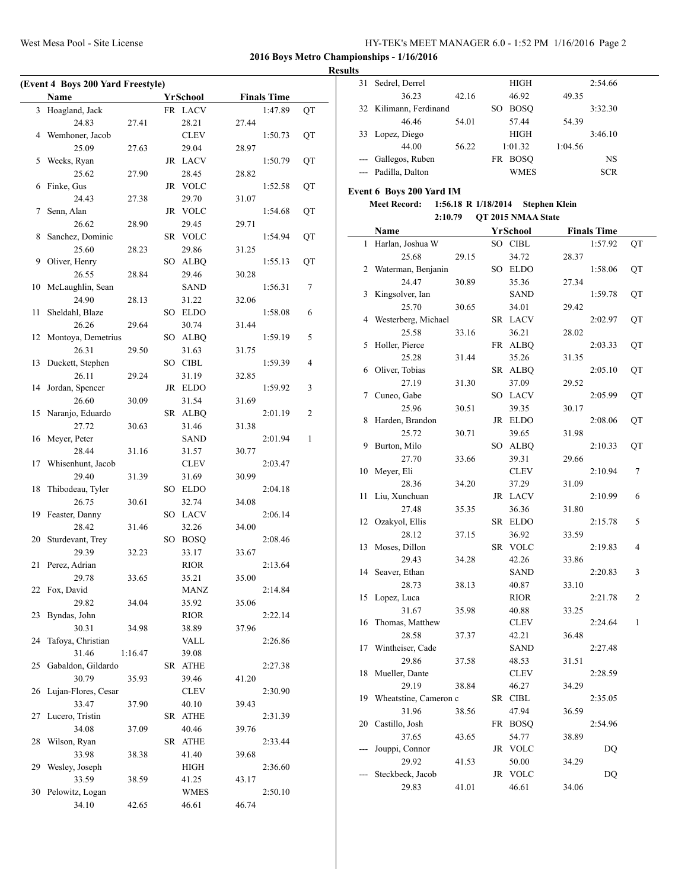**2016 Boys Metro Championships - 1/16/2016**

**Results**

**(Event 4 Boys 200 Yard Freestyle)**

| | Name | Yr | School | Finals Time | |
|---|---|---|---|---|---|
| 3 | Hoagland, Jack | FR | LACV | 1:47.89 | QT |
| | 24.83 | 27.41 | 28.21 | 27.44 | |
| 4 | Wemhoner, Jacob | | CLEV | 1:50.73 | QT |
| | 25.09 | 27.63 | 29.04 | 28.97 | |
| 5 | Weeks, Ryan | JR | LACV | 1:50.79 | QT |
| | 25.62 | 27.90 | 28.45 | 28.82 | |
| 6 | Finke, Gus | JR | VOLC | 1:52.58 | QT |
| | 24.43 | 27.38 | 29.70 | 31.07 | |
| 7 | Senn, Alan | JR | VOLC | 1:54.68 | QT |
| | 26.62 | 28.90 | 29.45 | 29.71 | |
| 8 | Sanchez, Dominic | SR | VOLC | 1:54.94 | QT |
| | 25.60 | 28.23 | 29.86 | 31.25 | |
| 9 | Oliver, Henry | SO | ALBQ | 1:55.13 | QT |
| | 26.55 | 28.84 | 29.46 | 30.28 | |
| 10 | McLaughlin, Sean | | SAND | 1:56.31 | 7 |
| | 24.90 | 28.13 | 31.22 | 32.06 | |
| 11 | Sheldahl, Blaze | SO | ELDO | 1:58.08 | 6 |
| | 26.26 | 29.64 | 30.74 | 31.44 | |
| 12 | Montoya, Demetrius | SO | ALBQ | 1:59.19 | 5 |
| | 26.31 | 29.50 | 31.63 | 31.75 | |
| 13 | Duckett, Stephen | SO | CIBL | 1:59.39 | 4 |
| | 26.11 | 29.24 | 31.19 | 32.85 | |
| 14 | Jordan, Spencer | JR | ELDO | 1:59.92 | 3 |
| | 26.60 | 30.09 | 31.54 | 31.69 | |
| 15 | Naranjo, Eduardo | SR | ALBQ | 2:01.19 | 2 |
| | 27.72 | 30.63 | 31.46 | 31.38 | |
| 16 | Meyer, Peter | | SAND | 2:01.94 | 1 |
| | 28.44 | 31.16 | 31.57 | 30.77 | |
| 17 | Whisenhunt, Jacob | | CLEV | 2:03.47 | |
| | 29.40 | 31.39 | 31.69 | 30.99 | |
| 18 | Thibodeau, Tyler | SO | ELDO | 2:04.18 | |
| | 26.75 | 30.61 | 32.74 | 34.08 | |
| 19 | Feaster, Danny | SO | LACV | 2:06.14 | |
| | 28.42 | 31.46 | 32.26 | 34.00 | |
| 20 | Sturdevant, Trey | SO | BOSQ | 2:08.46 | |
| | 29.39 | 32.23 | 33.17 | 33.67 | |
| 21 | Perez, Adrian | | RIOR | 2:13.64 | |
| | 29.78 | 33.65 | 35.21 | 35.00 | |
| 22 | Fox, David | | MANZ | 2:14.84 | |
| | 29.82 | 34.04 | 35.92 | 35.06 | |
| 23 | Byndas, John | | RIOR | 2:22.14 | |
| | 30.31 | 34.98 | 38.89 | 37.96 | |
| 24 | Tafoya, Christian | | VALL | 2:26.86 | |
| | 31.46 | 1:16.47 | 39.08 | | |
| 25 | Gabaldon, Gildardo | SR | ATHE | 2:27.38 | |
| | 30.79 | 35.93 | 39.46 | 41.20 | |
| 26 | Lujan-Flores, Cesar | | CLEV | 2:30.90 | |
| | 33.47 | 37.90 | 40.10 | 39.43 | |
| 27 | Lucero, Tristin | SR | ATHE | 2:31.39 | |
| | 34.08 | 37.09 | 40.46 | 39.76 | |
| 28 | Wilson, Ryan | SR | ATHE | 2:33.44 | |
| | 33.98 | 38.38 | 41.40 | 39.68 | |
| 29 | Wesley, Joseph | | HIGH | 2:36.60 | |
| | 33.59 | 38.59 | 41.25 | 43.17 | |
| 30 | Pelowitz, Logan | | WMES | 2:50.10 | |
| | 34.10 | 42.65 | 46.61 | 46.74 | |
| 31 | Sedrel, Derrel | | HIGH | 2:54.66 | |
| | 36.23 | 42.16 | 46.92 | 49.35 | |
| 32 | Kilimann, Ferdinand | SO | BOSQ | 3:32.30 | |
| | 46.46 | 54.01 | 57.44 | 54.39 | |
| 33 | Lopez, Diego | | HIGH | 3:46.10 | |
| | 44.00 | 56.22 | 1:01.32 | 1:04.56 | |
| --- | Gallegos, Ruben | FR | BOSQ | NS | |
| --- | Padilla, Dalton | | WMES | SCR | |

**Event 6 Boys 200 Yard IM**

**Meet Record: 1:56.18 R 1/18/2014 Stephen Klein**

**2:10.79 QT 2015 NMAA State**

| | Name | Yr | School | Finals Time | |
|---|---|---|---|---|---|
| 1 | Harlan, Joshua W | SO | CIBL | 1:57.92 | QT |
| | 25.68 | 29.15 | 34.72 | 28.37 | |
| 2 | Waterman, Benjanin | SO | ELDO | 1:58.06 | QT |
| | 24.47 | 30.89 | 35.36 | 27.34 | |
| 3 | Kingsolver, Ian | | SAND | 1:59.78 | QT |
| | 25.70 | 30.65 | 34.01 | 29.42 | |
| 4 | Westerberg, Michael | SR | LACV | 2:02.97 | QT |
| | 25.58 | 33.16 | 36.21 | 28.02 | |
| 5 | Holler, Pierce | FR | ALBQ | 2:03.33 | QT |
| | 25.28 | 31.44 | 35.26 | 31.35 | |
| 6 | Oliver, Tobias | SR | ALBQ | 2:05.10 | QT |
| | 27.19 | 31.30 | 37.09 | 29.52 | |
| 7 | Cuneo, Gabe | SO | LACV | 2:05.99 | QT |
| | 25.96 | 30.51 | 39.35 | 30.17 | |
| 8 | Harden, Brandon | JR | ELDO | 2:08.06 | QT |
| | 25.72 | 30.71 | 39.65 | 31.98 | |
| 9 | Burton, Milo | SO | ALBQ | 2:10.33 | QT |
| | 27.70 | 33.66 | 39.31 | 29.66 | |
| 10 | Meyer, Eli | | CLEV | 2:10.94 | 7 |
| | 28.36 | 34.20 | 37.29 | 31.09 | |
| 11 | Liu, Xunchuan | JR | LACV | 2:10.99 | 6 |
| | 27.48 | 35.35 | 36.36 | 31.80 | |
| 12 | Ozakyol, Ellis | SR | ELDO | 2:15.78 | 5 |
| | 28.12 | 37.15 | 36.92 | 33.59 | |
| 13 | Moses, Dillon | SR | VOLC | 2:19.83 | 4 |
| | 29.43 | 34.28 | 42.26 | 33.86 | |
| 14 | Seaver, Ethan | | SAND | 2:20.83 | 3 |
| | 28.73 | 38.13 | 40.87 | 33.10 | |
| 15 | Lopez, Luca | | RIOR | 2:21.78 | 2 |
| | 31.67 | 35.98 | 40.88 | 33.25 | |
| 16 | Thomas, Matthew | | CLEV | 2:24.64 | 1 |
| | 28.58 | 37.37 | 42.21 | 36.48 | |
| 17 | Wintheiser, Cade | | SAND | 2:27.48 | |
| | 29.86 | 37.58 | 48.53 | 31.51 | |
| 18 | Mueller, Dante | | CLEV | 2:28.59 | |
| | 29.19 | 38.84 | 46.27 | 34.29 | |
| 19 | Wheatstine, Cameron c | SR | CIBL | 2:35.05 | |
| | 31.96 | 38.56 | 47.94 | 36.59 | |
| 20 | Castillo, Josh | FR | BOSQ | 2:54.96 | |
| | 37.65 | 43.65 | 54.77 | 38.89 | |
| --- | Jouppi, Connor | JR | VOLC | DQ | |
| | 29.92 | 41.53 | 50.00 | 34.29 | |
| --- | Steckbeck, Jacob | JR | VOLC | DQ | |
| | 29.83 | 41.01 | 46.61 | 34.06 | |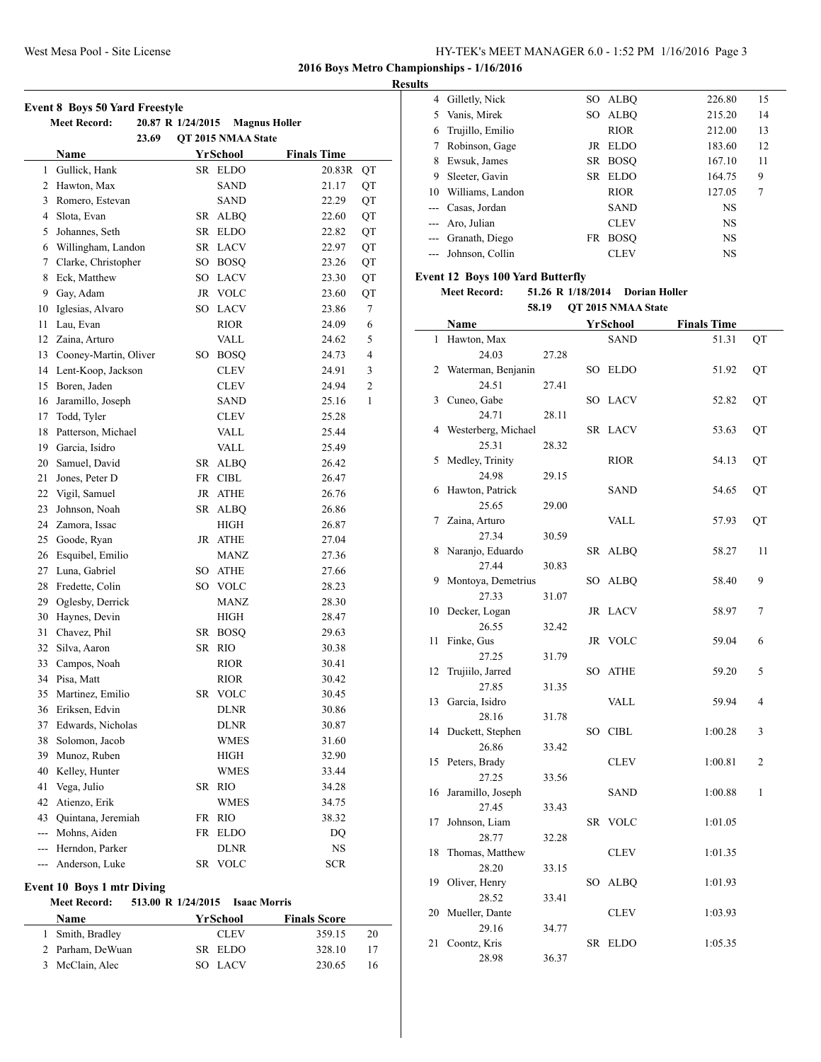**2016 Boys Metro Championships - 1/16/2016**

**Results**

### Event 8 Boys 50 Yard Freestyle

**Meet Record:** 20.87 R 1/24/2015 **Magnus Holler**

23.69 **QT 2015 NMAA State**

| | Name | Yr | School | Finals Time | |
|---|---|---|---|---|---|
| 1 | Gullick, Hank | SR | ELDO | 20.83R | QT |
| 2 | Hawton, Max | | SAND | 21.17 | QT |
| 3 | Romero, Estevan | | SAND | 22.29 | QT |
| 4 | Slota, Evan | SR | ALBQ | 22.60 | QT |
| 5 | Johannes, Seth | SR | ELDO | 22.82 | QT |
| 6 | Willingham, Landon | SR | LACV | 22.97 | QT |
| 7 | Clarke, Christopher | SO | BOSQ | 23.26 | QT |
| 8 | Eck, Matthew | SO | LACV | 23.30 | QT |
| 9 | Gay, Adam | JR | VOLC | 23.60 | QT |
| 10 | Iglesias, Alvaro | SO | LACV | 23.86 | 7 |
| 11 | Lau, Evan | | RIOR | 24.09 | 6 |
| 12 | Zaina, Arturo | | VALL | 24.62 | 5 |
| 13 | Cooney-Martin, Oliver | SO | BOSQ | 24.73 | 4 |
| 14 | Lent-Koop, Jackson | | CLEV | 24.91 | 3 |
| 15 | Boren, Jaden | | CLEV | 24.94 | 2 |
| 16 | Jaramillo, Joseph | | SAND | 25.16 | 1 |
| 17 | Todd, Tyler | | CLEV | 25.28 | |
| 18 | Patterson, Michael | | VALL | 25.44 | |
| 19 | Garcia, Isidro | | VALL | 25.49 | |
| 20 | Samuel, David | SR | ALBQ | 26.42 | |
| 21 | Jones, Peter D | FR | CIBL | 26.47 | |
| 22 | Vigil, Samuel | JR | ATHE | 26.76 | |
| 23 | Johnson, Noah | SR | ALBQ | 26.86 | |
| 24 | Zamora, Issac | | HIGH | 26.87 | |
| 25 | Goode, Ryan | JR | ATHE | 27.04 | |
| 26 | Esquibel, Emilio | | MANZ | 27.36 | |
| 27 | Luna, Gabriel | SO | ATHE | 27.66 | |
| 28 | Fredette, Colin | SO | VOLC | 28.23 | |
| 29 | Oglesby, Derrick | | MANZ | 28.30 | |
| 30 | Haynes, Devin | | HIGH | 28.47 | |
| 31 | Chavez, Phil | SR | BOSQ | 29.63 | |
| 32 | Silva, Aaron | SR | RIO | 30.38 | |
| 33 | Campos, Noah | | RIOR | 30.41 | |
| 34 | Pisa, Matt | | RIOR | 30.42 | |
| 35 | Martinez, Emilio | SR | VOLC | 30.45 | |
| 36 | Eriksen, Edvin | | DLNR | 30.86 | |
| 37 | Edwards, Nicholas | | DLNR | 30.87 | |
| 38 | Solomon, Jacob | | WMES | 31.60 | |
| 39 | Munoz, Ruben | | HIGH | 32.90 | |
| 40 | Kelley, Hunter | | WMES | 33.44 | |
| 41 | Vega, Julio | SR | RIO | 34.28 | |
| 42 | Atienzo, Erik | | WMES | 34.75 | |
| 43 | Quintana, Jeremiah | FR | RIO | 38.32 | |
| --- | Mohns, Aiden | FR | ELDO | DQ | |
| --- | Herndon, Parker | | DLNR | NS | |
| --- | Anderson, Luke | SR | VOLC | SCR | |

### Event 10 Boys 1 mtr Diving

**Meet Record:** 513.00 R 1/24/2015 **Isaac Morris**

| | Name | Yr | School | Finals Score | |
|---|---|---|---|---|---|
| 1 | Smith, Bradley | | CLEV | 359.15 | 20 |
| 2 | Parham, DeWuan | SR | ELDO | 328.10 | 17 |
| 3 | McClain, Alec | SO | LACV | 230.65 | 16 |
| 4 | Gilletly, Nick | SO | ALBQ | 226.80 | 15 |
| 5 | Vanis, Mirek | SO | ALBQ | 215.20 | 14 |
| 6 | Trujillo, Emilio | | RIOR | 212.00 | 13 |
| 7 | Robinson, Gage | JR | ELDO | 183.60 | 12 |
| 8 | Ewsuk, James | SR | BOSQ | 167.10 | 11 |
| 9 | Sleeter, Gavin | SR | ELDO | 164.75 | 9 |
| 10 | Williams, Landon | | RIOR | 127.05 | 7 |
| --- | Casas, Jordan | | SAND | NS | |
| --- | Aro, Julian | | CLEV | NS | |
| --- | Granath, Diego | FR | BOSQ | NS | |
| --- | Johnson, Collin | | CLEV | NS | |

### Event 12 Boys 100 Yard Butterfly

**Meet Record:** 51.26 R 1/18/2014 **Dorian Holler**

58.19 **QT 2015 NMAA State**

| | Name | Yr | School | Finals Time | |
|---|---|---|---|---|---|
| 1 | Hawton, Max | | SAND | 51.31 | QT |
| | 24.03 | 27.28 | | | |
| 2 | Waterman, Benjanin | SO | ELDO | 51.92 | QT |
| | 24.51 | 27.41 | | | |
| 3 | Cuneo, Gabe | SO | LACV | 52.82 | QT |
| | 24.71 | 28.11 | | | |
| 4 | Westerberg, Michael | SR | LACV | 53.63 | QT |
| | 25.31 | 28.32 | | | |
| 5 | Medley, Trinity | | RIOR | 54.13 | QT |
| | 24.98 | 29.15 | | | |
| 6 | Hawton, Patrick | | SAND | 54.65 | QT |
| | 25.65 | 29.00 | | | |
| 7 | Zaina, Arturo | | VALL | 57.93 | QT |
| | 27.34 | 30.59 | | | |
| 8 | Naranjo, Eduardo | SR | ALBQ | 58.27 | 11 |
| | 27.44 | 30.83 | | | |
| 9 | Montoya, Demetrius | SO | ALBQ | 58.40 | 9 |
| | 27.33 | 31.07 | | | |
| 10 | Decker, Logan | JR | LACV | 58.97 | 7 |
| | 26.55 | 32.42 | | | |
| 11 | Finke, Gus | JR | VOLC | 59.04 | 6 |
| | 27.25 | 31.79 | | | |
| 12 | Trujiilo, Jarred | SO | ATHE | 59.20 | 5 |
| | 27.85 | 31.35 | | | |
| 13 | Garcia, Isidro | | VALL | 59.94 | 4 |
| | 28.16 | 31.78 | | | |
| 14 | Duckett, Stephen | SO | CIBL | 1:00.28 | 3 |
| | 26.86 | 33.42 | | | |
| 15 | Peters, Brady | | CLEV | 1:00.81 | 2 |
| | 27.25 | 33.56 | | | |
| 16 | Jaramillo, Joseph | | SAND | 1:00.88 | 1 |
| | 27.45 | 33.43 | | | |
| 17 | Johnson, Liam | SR | VOLC | 1:01.05 | |
| | 28.77 | 32.28 | | | |
| 18 | Thomas, Matthew | | CLEV | 1:01.35 | |
| | 28.20 | 33.15 | | | |
| 19 | Oliver, Henry | SO | ALBQ | 1:01.93 | |
| | 28.52 | 33.41 | | | |
| 20 | Mueller, Dante | | CLEV | 1:03.93 | |
| | 29.16 | 34.77 | | | |
| 21 | Coontz, Kris | SR | ELDO | 1:05.35 | |
| | 28.98 | 36.37 | | | |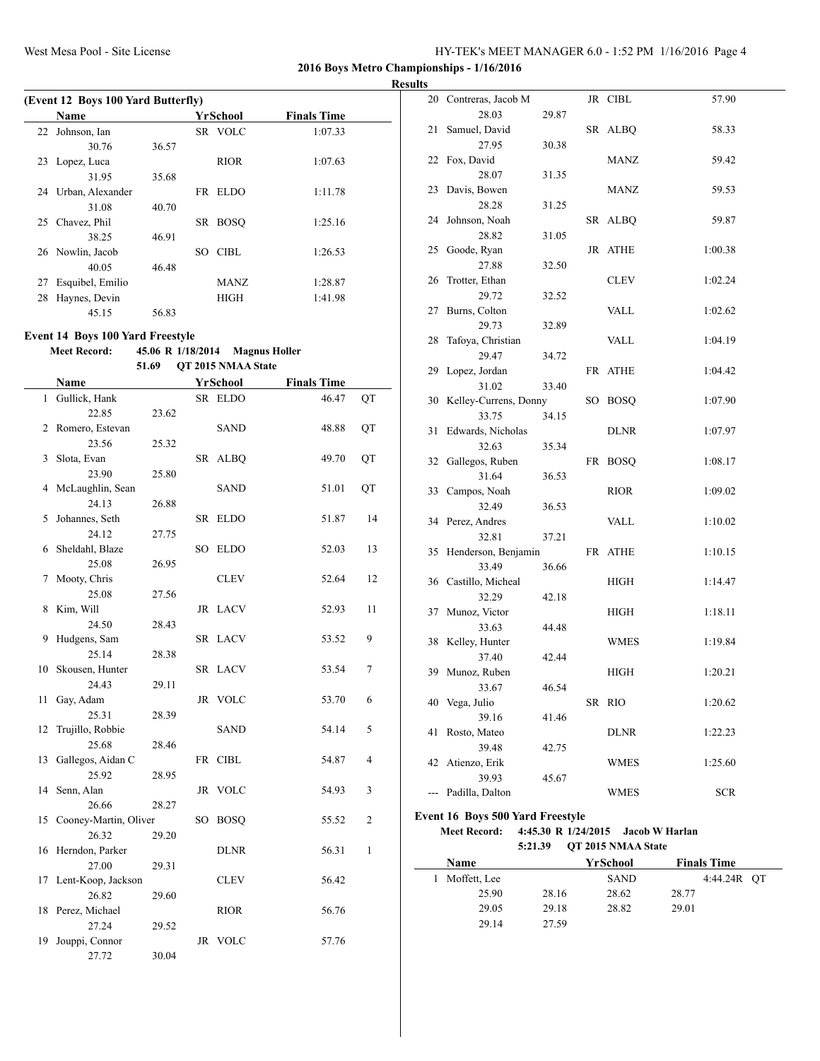## 2016 Boys Metro Championships - 1/16/2016

### Results

**(Event 12 Boys 100 Yard Butterfly)**

| | Name | Yr | School | Finals Time | |
|---|---|---|---|---|---|
| 22 | Johnson, Ian | SR | VOLC | 1:07.33 | |
| | 30.76 36.57 | | | | |
| 23 | Lopez, Luca | | RIOR | 1:07.63 | |
| | 31.95 35.68 | | | | |
| 24 | Urban, Alexander | FR | ELDO | 1:11.78 | |
| | 31.08 40.70 | | | | |
| 25 | Chavez, Phil | SR | BOSQ | 1:25.16 | |
| | 38.25 46.91 | | | | |
| 26 | Nowlin, Jacob | SO | CIBL | 1:26.53 | |
| | 40.05 46.48 | | | | |
| 27 | Esquibel, Emilio | | MANZ | 1:28.87 | |
| 28 | Haynes, Devin | | HIGH | 1:41.98 | |
| | 45.15 56.83 | | | | |

### Event 14 Boys 100 Yard Freestyle

**Meet Record:** 45.06 R 1/18/2014 Magnus Holler
51.69 QT 2015 NMAA State

| | Name | Yr | School | Finals Time | |
|---|---|---|---|---|---|
| 1 | Gullick, Hank | SR | ELDO | 46.47 | QT |
| | 22.85 23.62 | | | | |
| 2 | Romero, Estevan | | SAND | 48.88 | QT |
| | 23.56 25.32 | | | | |
| 3 | Slota, Evan | SR | ALBQ | 49.70 | QT |
| | 23.90 25.80 | | | | |
| 4 | McLaughlin, Sean | | SAND | 51.01 | QT |
| | 24.13 26.88 | | | | |
| 5 | Johannes, Seth | SR | ELDO | 51.87 | 14 |
| | 24.12 27.75 | | | | |
| 6 | Sheldahl, Blaze | SO | ELDO | 52.03 | 13 |
| | 25.08 26.95 | | | | |
| 7 | Mooty, Chris | | CLEV | 52.64 | 12 |
| | 25.08 27.56 | | | | |
| 8 | Kim, Will | JR | LACV | 52.93 | 11 |
| | 24.50 28.43 | | | | |
| 9 | Hudgens, Sam | SR | LACV | 53.52 | 9 |
| | 25.14 28.38 | | | | |
| 10 | Skousen, Hunter | SR | LACV | 53.54 | 7 |
| | 24.43 29.11 | | | | |
| 11 | Gay, Adam | JR | VOLC | 53.70 | 6 |
| | 25.31 28.39 | | | | |
| 12 | Trujillo, Robbie | | SAND | 54.14 | 5 |
| | 25.68 28.46 | | | | |
| 13 | Gallegos, Aidan C | FR | CIBL | 54.87 | 4 |
| | 25.92 28.95 | | | | |
| 14 | Senn, Alan | JR | VOLC | 54.93 | 3 |
| | 26.66 28.27 | | | | |
| 15 | Cooney-Martin, Oliver | SO | BOSQ | 55.52 | 2 |
| | 26.32 29.20 | | | | |
| 16 | Herndon, Parker | | DLNR | 56.31 | 1 |
| | 27.00 29.31 | | | | |
| 17 | Lent-Koop, Jackson | | CLEV | 56.42 | |
| | 26.82 29.60 | | | | |
| 18 | Perez, Michael | | RIOR | 56.76 | |
| | 27.24 29.52 | | | | |
| 19 | Jouppi, Connor | JR | VOLC | 57.76 | |
| | 27.72 30.04 | | | | |
| 20 | Contreras, Jacob M | JR | CIBL | 57.90 | |
| | 28.03 29.87 | | | | |
| 21 | Samuel, David | SR | ALBQ | 58.33 | |
| | 27.95 30.38 | | | | |
| 22 | Fox, David | | MANZ | 59.42 | |
| | 28.07 31.35 | | | | |
| 23 | Davis, Bowen | | MANZ | 59.53 | |
| | 28.28 31.25 | | | | |
| 24 | Johnson, Noah | SR | ALBQ | 59.87 | |
| | 28.82 31.05 | | | | |
| 25 | Goode, Ryan | JR | ATHE | 1:00.38 | |
| | 27.88 32.50 | | | | |
| 26 | Trotter, Ethan | | CLEV | 1:02.24 | |
| | 29.72 32.52 | | | | |
| 27 | Burns, Colton | | VALL | 1:02.62 | |
| | 29.73 32.89 | | | | |
| 28 | Tafoya, Christian | | VALL | 1:04.19 | |
| | 29.47 34.72 | | | | |
| 29 | Lopez, Jordan | FR | ATHE | 1:04.42 | |
| | 31.02 33.40 | | | | |
| 30 | Kelley-Currens, Donny | SO | BOSQ | 1:07.90 | |
| | 33.75 34.15 | | | | |
| 31 | Edwards, Nicholas | | DLNR | 1:07.97 | |
| | 32.63 35.34 | | | | |
| 32 | Gallegos, Ruben | FR | BOSQ | 1:08.17 | |
| | 31.64 36.53 | | | | |
| 33 | Campos, Noah | | RIOR | 1:09.02 | |
| | 32.49 36.53 | | | | |
| 34 | Perez, Andres | | VALL | 1:10.02 | |
| | 32.81 37.21 | | | | |
| 35 | Henderson, Benjamin | FR | ATHE | 1:10.15 | |
| | 33.49 36.66 | | | | |
| 36 | Castillo, Micheal | | HIGH | 1:14.47 | |
| | 32.29 42.18 | | | | |
| 37 | Munoz, Victor | | HIGH | 1:18.11 | |
| | 33.63 44.48 | | | | |
| 38 | Kelley, Hunter | | WMES | 1:19.84 | |
| | 37.40 42.44 | | | | |
| 39 | Munoz, Ruben | | HIGH | 1:20.21 | |
| | 33.67 46.54 | | | | |
| 40 | Vega, Julio | SR | RIO | 1:20.62 | |
| | 39.16 41.46 | | | | |
| 41 | Rosto, Mateo | | DLNR | 1:22.23 | |
| | 39.48 42.75 | | | | |
| 42 | Atienzo, Erik | | WMES | 1:25.60 | |
| | 39.93 45.67 | | | | |
| --- | Padilla, Dalton | | WMES | SCR | |

### Event 16 Boys 500 Yard Freestyle

**Meet Record:** 4:45.30 R 1/24/2015 Jacob W Harlan
5:21.39 QT 2015 NMAA State

| | Name | Yr | School | Finals Time | |
|---|---|---|---|---|---|
| 1 | Moffett, Lee | | SAND | 4:44.24R | QT |
| | 25.90 28.16 28.62 28.77 | | | | |
| | 29.05 29.18 28.82 29.01 | | | | |
| | 29.14 27.59 | | | | |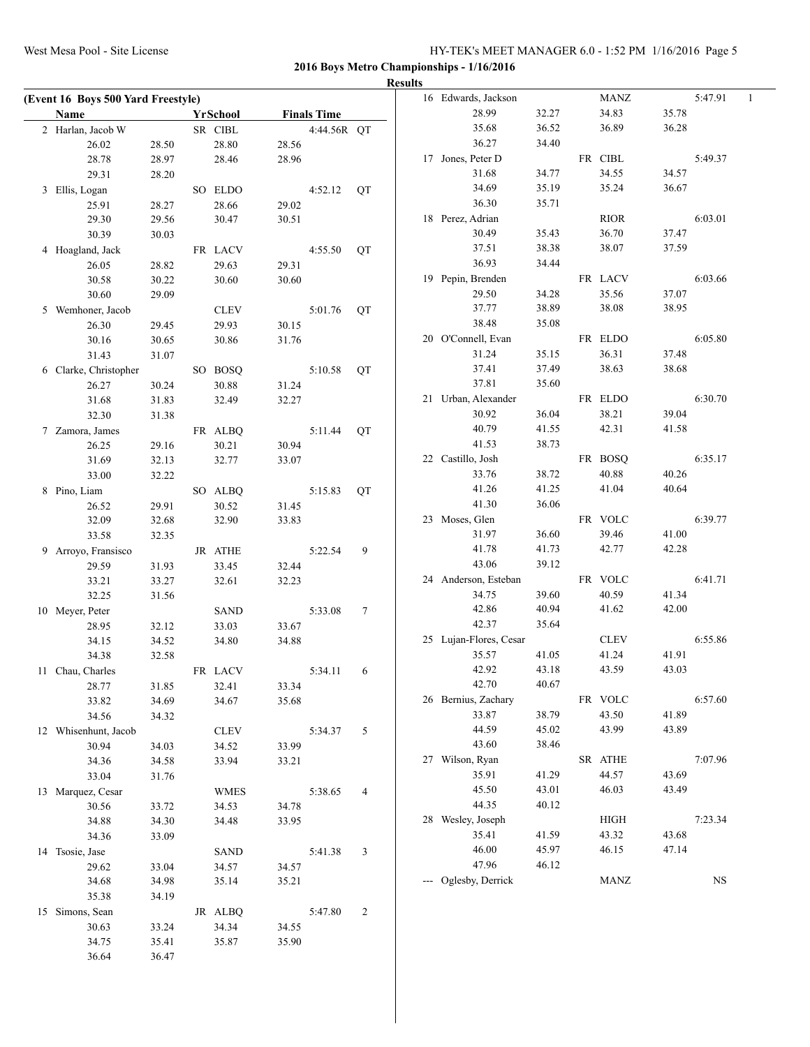**2016 Boys Metro Championships - 1/16/2016**

**Results**

**(Event 16 Boys 500 Yard Freestyle)**

| | Name | Yr | School | Finals Time | | Points |
|---|---|---|---|---|---|---|
| 2 | Harlan, Jacob W | SR | CIBL | 4:44.56R | QT | |
| | 26.02 | 28.50 | 28.80 | 28.56 | | |
| | 28.78 | 28.97 | 28.46 | 28.96 | | |
| | 29.31 | 28.20 | | | | |
| 3 | Ellis, Logan | SO | ELDO | 4:52.12 | QT | |
| | 25.91 | 28.27 | 28.66 | 29.02 | | |
| | 29.30 | 29.56 | 30.47 | 30.51 | | |
| | 30.39 | 30.03 | | | | |
| 4 | Hoagland, Jack | FR | LACV | 4:55.50 | QT | |
| | 26.05 | 28.82 | 29.63 | 29.31 | | |
| | 30.58 | 30.22 | 30.60 | 30.60 | | |
| | 30.60 | 29.09 | | | | |
| 5 | Wemhoner, Jacob | | CLEV | 5:01.76 | QT | |
| | 26.30 | 29.45 | 29.93 | 30.15 | | |
| | 30.16 | 30.65 | 30.86 | 31.76 | | |
| | 31.43 | 31.07 | | | | |
| 6 | Clarke, Christopher | SO | BOSQ | 5:10.58 | QT | |
| | 26.27 | 30.24 | 30.88 | 31.24 | | |
| | 31.68 | 31.83 | 32.49 | 32.27 | | |
| | 32.30 | 31.38 | | | | |
| 7 | Zamora, James | FR | ALBQ | 5:11.44 | QT | |
| | 26.25 | 29.16 | 30.21 | 30.94 | | |
| | 31.69 | 32.13 | 32.77 | 33.07 | | |
| | 33.00 | 32.22 | | | | |
| 8 | Pino, Liam | SO | ALBQ | 5:15.83 | QT | |
| | 26.52 | 29.91 | 30.52 | 31.45 | | |
| | 32.09 | 32.68 | 32.90 | 33.83 | | |
| | 33.58 | 32.35 | | | | |
| 9 | Arroyo, Fransisco | JR | ATHE | 5:22.54 | | 9 |
| | 29.59 | 31.93 | 33.45 | 32.44 | | |
| | 33.21 | 33.27 | 32.61 | 32.23 | | |
| | 32.25 | 31.56 | | | | |
| 10 | Meyer, Peter | | SAND | 5:33.08 | | 7 |
| | 28.95 | 32.12 | 33.03 | 33.67 | | |
| | 34.15 | 34.52 | 34.80 | 34.88 | | |
| | 34.38 | 32.58 | | | | |
| 11 | Chau, Charles | FR | LACV | 5:34.11 | | 6 |
| | 28.77 | 31.85 | 32.41 | 33.34 | | |
| | 33.82 | 34.69 | 34.67 | 35.68 | | |
| | 34.56 | 34.32 | | | | |
| 12 | Whisenhunt, Jacob | | CLEV | 5:34.37 | | 5 |
| | 30.94 | 34.03 | 34.52 | 33.99 | | |
| | 34.36 | 34.58 | 33.94 | 33.21 | | |
| | 33.04 | 31.76 | | | | |
| 13 | Marquez, Cesar | | WMES | 5:38.65 | | 4 |
| | 30.56 | 33.72 | 34.53 | 34.78 | | |
| | 34.88 | 34.30 | 34.48 | 33.95 | | |
| | 34.36 | 33.09 | | | | |
| 14 | Tsosie, Jase | | SAND | 5:41.38 | | 3 |
| | 29.62 | 33.04 | 34.57 | 34.57 | | |
| | 34.68 | 34.98 | 35.14 | 35.21 | | |
| | 35.38 | 34.19 | | | | |
| 15 | Simons, Sean | JR | ALBQ | 5:47.80 | | 2 |
| | 30.63 | 33.24 | 34.34 | 34.55 | | |
| | 34.75 | 35.41 | 35.87 | 35.90 | | |
| | 36.64 | 36.47 | | | | |
| 16 | Edwards, Jackson | | MANZ | 5:47.91 | | 1 |
| | 28.99 | 32.27 | 34.83 | 35.78 | | |
| | 35.68 | 36.52 | 36.89 | 36.28 | | |
| | 36.27 | 34.40 | | | | |
| 17 | Jones, Peter D | FR | CIBL | 5:49.37 | | |
| | 31.68 | 34.77 | 34.55 | 34.57 | | |
| | 34.69 | 35.19 | 35.24 | 36.67 | | |
| | 36.30 | 35.71 | | | | |
| 18 | Perez, Adrian | | RIOR | 6:03.01 | | |
| | 30.49 | 35.43 | 36.70 | 37.47 | | |
| | 37.51 | 38.38 | 38.07 | 37.59 | | |
| | 36.93 | 34.44 | | | | |
| 19 | Pepin, Brenden | FR | LACV | 6:03.66 | | |
| | 29.50 | 34.28 | 35.56 | 37.07 | | |
| | 37.77 | 38.89 | 38.08 | 38.95 | | |
| | 38.48 | 35.08 | | | | |
| 20 | O'Connell, Evan | FR | ELDO | 6:05.80 | | |
| | 31.24 | 35.15 | 36.31 | 37.48 | | |
| | 37.41 | 37.49 | 38.63 | 38.68 | | |
| | 37.81 | 35.60 | | | | |
| 21 | Urban, Alexander | FR | ELDO | 6:30.70 | | |
| | 30.92 | 36.04 | 38.21 | 39.04 | | |
| | 40.79 | 41.55 | 42.31 | 41.58 | | |
| | 41.53 | 38.73 | | | | |
| 22 | Castillo, Josh | FR | BOSQ | 6:35.17 | | |
| | 33.76 | 38.72 | 40.88 | 40.26 | | |
| | 41.26 | 41.25 | 41.04 | 40.64 | | |
| | 41.30 | 36.06 | | | | |
| 23 | Moses, Glen | FR | VOLC | 6:39.77 | | |
| | 31.97 | 36.60 | 39.46 | 41.00 | | |
| | 41.78 | 41.73 | 42.77 | 42.28 | | |
| | 43.06 | 39.12 | | | | |
| 24 | Anderson, Esteban | FR | VOLC | 6:41.71 | | |
| | 34.75 | 39.60 | 40.59 | 41.34 | | |
| | 42.86 | 40.94 | 41.62 | 42.00 | | |
| | 42.37 | 35.64 | | | | |
| 25 | Lujan-Flores, Cesar | | CLEV | 6:55.86 | | |
| | 35.57 | 41.05 | 41.24 | 41.91 | | |
| | 42.92 | 43.18 | 43.59 | 43.03 | | |
| | 42.70 | 40.67 | | | | |
| 26 | Bernius, Zachary | FR | VOLC | 6:57.60 | | |
| | 33.87 | 38.79 | 43.50 | 41.89 | | |
| | 44.59 | 45.02 | 43.99 | 43.89 | | |
| | 43.60 | 38.46 | | | | |
| 27 | Wilson, Ryan | SR | ATHE | 7:07.96 | | |
| | 35.91 | 41.29 | 44.57 | 43.69 | | |
| | 45.50 | 43.01 | 46.03 | 43.49 | | |
| | 44.35 | 40.12 | | | | |
| 28 | Wesley, Joseph | | HIGH | 7:23.34 | | |
| | 35.41 | 41.59 | 43.32 | 43.68 | | |
| | 46.00 | 45.97 | 46.15 | 47.14 | | |
| | 47.96 | 46.12 | | | | |
| --- | Oglesby, Derrick | | MANZ | NS | | |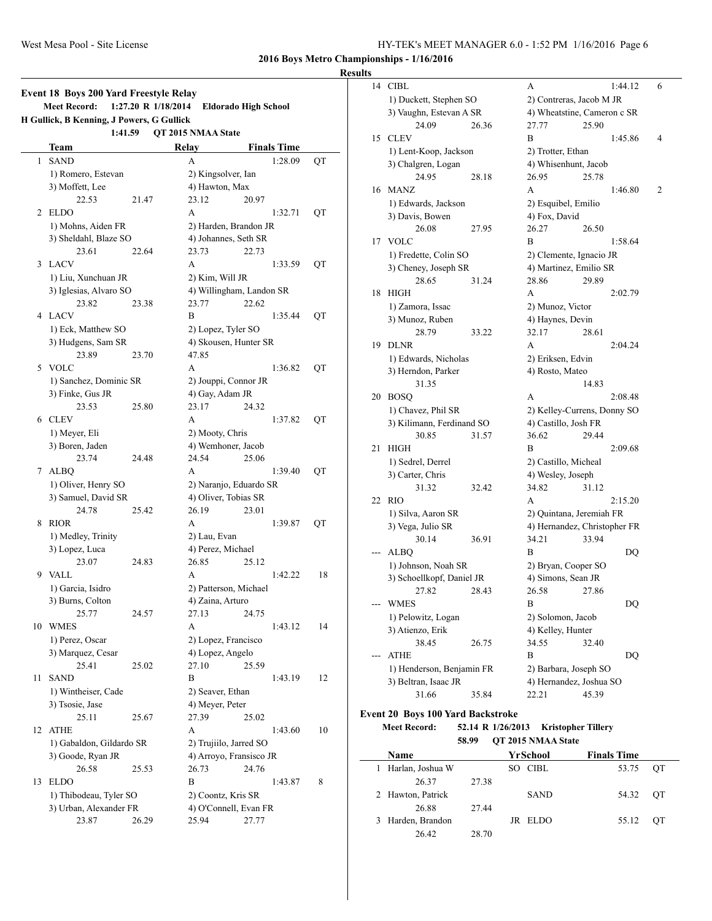**2016 Boys Metro Championships - 1/16/2016**

**Results**

### Event 18 Boys 200 Yard Freestyle Relay

**Meet Record:** 1:27.20 R 1/18/2014 Eldorado High School
H Gullick, B Kenning, J Powers, G Gullick
1:41.59 QT 2015 NMAA State

| | Team | Relay | Finals Time | |
|---|---|---|---|---|
| 1 | SAND | A | 1:28.09 | QT |
| | 1) Romero, Estevan | 2) Kingsolver, Ian | | |
| | 3) Moffett, Lee | 4) Hawton, Max | | |
| | 22.53 21.47 | 23.12 20.97 | | |
| 2 | ELDO | A | 1:32.71 | QT |
| | 1) Mohns, Aiden FR | 2) Harden, Brandon JR | | |
| | 3) Sheldahl, Blaze SO | 4) Johannes, Seth SR | | |
| | 23.61 22.64 | 23.73 22.73 | | |
| 3 | LACV | A | 1:33.59 | QT |
| | 1) Liu, Xunchuan JR | 2) Kim, Will JR | | |
| | 3) Iglesias, Alvaro SO | 4) Willingham, Landon SR | | |
| | 23.82 23.38 | 23.77 22.62 | | |
| 4 | LACV | B | 1:35.44 | QT |
| | 1) Eck, Matthew SO | 2) Lopez, Tyler SO | | |
| | 3) Hudgens, Sam SR | 4) Skousen, Hunter SR | | |
| | 23.89 23.70 | 47.85 | | |
| 5 | VOLC | A | 1:36.82 | QT |
| | 1) Sanchez, Dominic SR | 2) Jouppi, Connor JR | | |
| | 3) Finke, Gus JR | 4) Gay, Adam JR | | |
| | 23.53 25.80 | 23.17 24.32 | | |
| 6 | CLEV | A | 1:37.82 | QT |
| | 1) Meyer, Eli | 2) Mooty, Chris | | |
| | 3) Boren, Jaden | 4) Wemhoner, Jacob | | |
| | 23.74 24.48 | 24.54 25.06 | | |
| 7 | ALBQ | A | 1:39.40 | QT |
| | 1) Oliver, Henry SO | 2) Naranjo, Eduardo SR | | |
| | 3) Samuel, David SR | 4) Oliver, Tobias SR | | |
| | 24.78 25.42 | 26.19 23.01 | | |
| 8 | RIOR | A | 1:39.87 | QT |
| | 1) Medley, Trinity | 2) Lau, Evan | | |
| | 3) Lopez, Luca | 4) Perez, Michael | | |
| | 23.07 24.83 | 26.85 25.12 | | |
| 9 | VALL | A | 1:42.22 | 18 |
| | 1) Garcia, Isidro | 2) Patterson, Michael | | |
| | 3) Burns, Colton | 4) Zaina, Arturo | | |
| | 25.77 24.57 | 27.13 24.75 | | |
| 10 | WMES | A | 1:43.12 | 14 |
| | 1) Perez, Oscar | 2) Lopez, Francisco | | |
| | 3) Marquez, Cesar | 4) Lopez, Angelo | | |
| | 25.41 25.02 | 27.10 25.59 | | |
| 11 | SAND | B | 1:43.19 | 12 |
| | 1) Wintheiser, Cade | 2) Seaver, Ethan | | |
| | 3) Tsosie, Jase | 4) Meyer, Peter | | |
| | 25.11 25.67 | 27.39 25.02 | | |
| 12 | ATHE | A | 1:43.60 | 10 |
| | 1) Gabaldon, Gildardo SR | 2) Trujiilo, Jarred SO | | |
| | 3) Goode, Ryan JR | 4) Arroyo, Fransisco JR | | |
| | 26.58 25.53 | 26.73 24.76 | | |
| 13 | ELDO | B | 1:43.87 | 8 |
| | 1) Thibodeau, Tyler SO | 2) Coontz, Kris SR | | |
| | 3) Urban, Alexander FR | 4) O'Connell, Evan FR | | |
| | 23.87 26.29 | 25.94 27.77 | | |
| 14 | CIBL | A | 1:44.12 | 6 |
| | 1) Duckett, Stephen SO | 2) Contreras, Jacob M JR | | |
| | 3) Vaughn, Estevan A SR | 4) Wheatstine, Cameron c SR | | |
| | 24.09 26.36 | 27.77 25.90 | | |
| 15 | CLEV | B | 1:45.86 | 4 |
| | 1) Lent-Koop, Jackson | 2) Trotter, Ethan | | |
| | 3) Chalgren, Logan | 4) Whisenhunt, Jacob | | |
| | 24.95 28.18 | 26.95 25.78 | | |
| 16 | MANZ | A | 1:46.80 | 2 |
| | 1) Edwards, Jackson | 2) Esquibel, Emilio | | |
| | 3) Davis, Bowen | 4) Fox, David | | |
| | 26.08 27.95 | 26.27 26.50 | | |
| 17 | VOLC | B | 1:58.64 | |
| | 1) Fredette, Colin SO | 2) Clemente, Ignacio JR | | |
| | 3) Cheney, Joseph SR | 4) Martinez, Emilio SR | | |
| | 28.65 31.24 | 28.86 29.89 | | |
| 18 | HIGH | A | 2:02.79 | |
| | 1) Zamora, Issac | 2) Munoz, Victor | | |
| | 3) Munoz, Ruben | 4) Haynes, Devin | | |
| | 28.79 33.22 | 32.17 28.61 | | |
| 19 | DLNR | A | 2:04.24 | |
| | 1) Edwards, Nicholas | 2) Eriksen, Edvin | | |
| | 3) Herndon, Parker | 4) Rosto, Mateo | | |
| | 31.35 | 14.83 | | |
| 20 | BOSQ | A | 2:08.48 | |
| | 1) Chavez, Phil SR | 2) Kelley-Currens, Donny SO | | |
| | 3) Kilimann, Ferdinand SO | 4) Castillo, Josh FR | | |
| | 30.85 31.57 | 36.62 29.44 | | |
| 21 | HIGH | B | 2:09.68 | |
| | 1) Sedrel, Derrel | 2) Castillo, Micheal | | |
| | 3) Carter, Chris | 4) Wesley, Joseph | | |
| | 31.32 32.42 | 34.82 31.12 | | |
| 22 | RIO | A | 2:15.20 | |
| | 1) Silva, Aaron SR | 2) Quintana, Jeremiah FR | | |
| | 3) Vega, Julio SR | 4) Hernandez, Christopher FR | | |
| | 30.14 36.91 | 34.21 33.94 | | |
| --- | ALBQ | B | DQ | |
| | 1) Johnson, Noah SR | 2) Bryan, Cooper SO | | |
| | 3) Schoellkopf, Daniel JR | 4) Simons, Sean JR | | |
| | 27.82 28.43 | 26.58 27.86 | | |
| --- | WMES | B | DQ | |
| | 1) Pelowitz, Logan | 2) Solomon, Jacob | | |
| | 3) Atienzo, Erik | 4) Kelley, Hunter | | |
| | 38.45 26.75 | 34.55 32.40 | | |
| --- | ATHE | B | DQ | |
| | 1) Henderson, Benjamin FR | 2) Barbara, Joseph SO | | |
| | 3) Beltran, Isaac JR | 4) Hernandez, Joshua SO | | |
| | 31.66 35.84 | 22.21 45.39 | | |

### Event 20 Boys 100 Yard Backstroke

**Meet Record:** 52.14 R 1/26/2013 Kristopher Tillery
58.99 QT 2015 NMAA State

| | Name | Yr | School | Finals Time | |
|---|---|---|---|---|---|
| 1 | Harlan, Joshua W | SO | CIBL | 53.75 | QT |
| | 26.37 27.38 | | | | |
| 2 | Hawton, Patrick | | SAND | 54.32 | QT |
| | 26.88 27.44 | | | | |
| 3 | Harden, Brandon | JR | ELDO | 55.12 | QT |
| | 26.42 28.70 | | | | |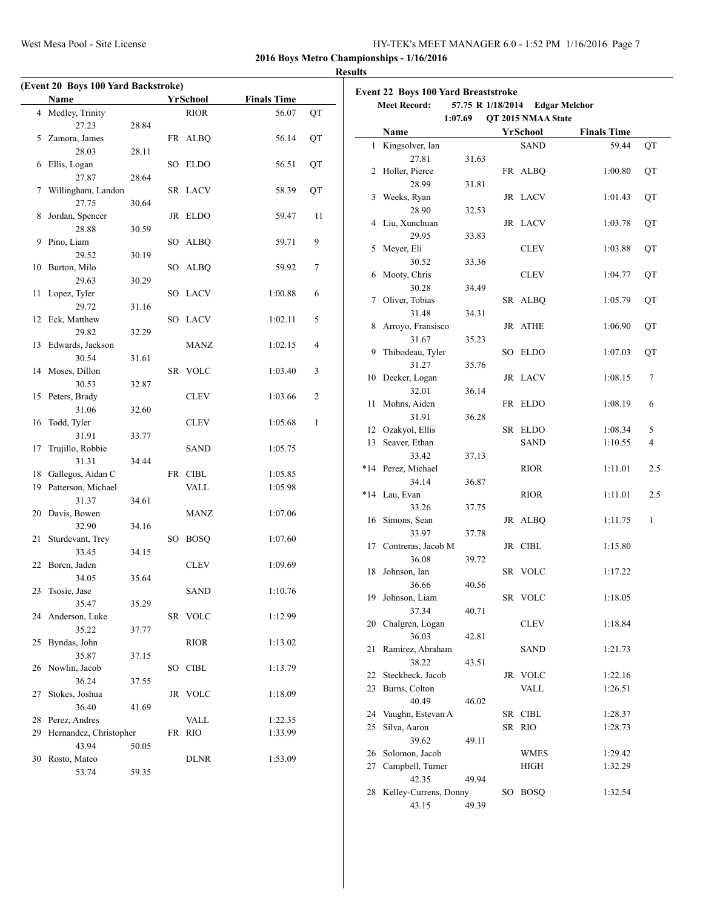**2016 Boys Metro Championships - 1/16/2016**

**Results**

### (Event 20 Boys 100 Yard Backstroke)

| | Name | Yr | School | Finals Time | |
|---|---|---|---|---|---|
| 4 | Medley, Trinity | | RIOR | 56.07 | QT |
| | 27.23 | 28.84 | | | |
| 5 | Zamora, James | FR | ALBQ | 56.14 | QT |
| | 28.03 | 28.11 | | | |
| 6 | Ellis, Logan | SO | ELDO | 56.51 | QT |
| | 27.87 | 28.64 | | | |
| 7 | Willingham, Landon | SR | LACV | 58.39 | QT |
| | 27.75 | 30.64 | | | |
| 8 | Jordan, Spencer | JR | ELDO | 59.47 | 11 |
| | 28.88 | 30.59 | | | |
| 9 | Pino, Liam | SO | ALBQ | 59.71 | 9 |
| | 29.52 | 30.19 | | | |
| 10 | Burton, Milo | SO | ALBQ | 59.92 | 7 |
| | 29.63 | 30.29 | | | |
| 11 | Lopez, Tyler | SO | LACV | 1:00.88 | 6 |
| | 29.72 | 31.16 | | | |
| 12 | Eck, Matthew | SO | LACV | 1:02.11 | 5 |
| | 29.82 | 32.29 | | | |
| 13 | Edwards, Jackson | | MANZ | 1:02.15 | 4 |
| | 30.54 | 31.61 | | | |
| 14 | Moses, Dillon | SR | VOLC | 1:03.40 | 3 |
| | 30.53 | 32.87 | | | |
| 15 | Peters, Brady | | CLEV | 1:03.66 | 2 |
| | 31.06 | 32.60 | | | |
| 16 | Todd, Tyler | | CLEV | 1:05.68 | 1 |
| | 31.91 | 33.77 | | | |
| 17 | Trujillo, Robbie | | SAND | 1:05.75 | |
| | 31.31 | 34.44 | | | |
| 18 | Gallegos, Aidan C | FR | CIBL | 1:05.85 | |
| 19 | Patterson, Michael | | VALL | 1:05.98 | |
| | 31.37 | 34.61 | | | |
| 20 | Davis, Bowen | | MANZ | 1:07.06 | |
| | 32.90 | 34.16 | | | |
| 21 | Sturdevant, Trey | SO | BOSQ | 1:07.60 | |
| | 33.45 | 34.15 | | | |
| 22 | Boren, Jaden | | CLEV | 1:09.69 | |
| | 34.05 | 35.64 | | | |
| 23 | Tsosie, Jase | | SAND | 1:10.76 | |
| | 35.47 | 35.29 | | | |
| 24 | Anderson, Luke | SR | VOLC | 1:12.99 | |
| | 35.22 | 37.77 | | | |
| 25 | Byndas, John | | RIOR | 1:13.02 | |
| | 35.87 | 37.15 | | | |
| 26 | Nowlin, Jacob | SO | CIBL | 1:13.79 | |
| | 36.24 | 37.55 | | | |
| 27 | Stokes, Joshua | JR | VOLC | 1:18.09 | |
| | 36.40 | 41.69 | | | |
| 28 | Perez, Andres | | VALL | 1:22.35 | |
| 29 | Hernandez, Christopher | FR | RIO | 1:33.99 | |
| | 43.94 | 50.05 | | | |
| 30 | Rosto, Mateo | | DLNR | 1:53.09 | |
| | 53.74 | 59.35 | | | |

### Event 22 Boys 100 Yard Breaststroke

**Meet Record:** 57.75 R 1/18/2014 Edgar Melchor

1:07.69 QT 2015 NMAA State

| | Name | Yr | School | Finals Time | |
|---|---|---|---|---|---|
| 1 | Kingsolver, Ian | | SAND | 59.44 | QT |
| | 27.81 | 31.63 | | | |
| 2 | Holler, Pierce | FR | ALBQ | 1:00.80 | QT |
| | 28.99 | 31.81 | | | |
| 3 | Weeks, Ryan | JR | LACV | 1:01.43 | QT |
| | 28.90 | 32.53 | | | |
| 4 | Liu, Xunchuan | JR | LACV | 1:03.78 | QT |
| | 29.95 | 33.83 | | | |
| 5 | Meyer, Eli | | CLEV | 1:03.88 | QT |
| | 30.52 | 33.36 | | | |
| 6 | Mooty, Chris | | CLEV | 1:04.77 | QT |
| | 30.28 | 34.49 | | | |
| 7 | Oliver, Tobias | SR | ALBQ | 1:05.79 | QT |
| | 31.48 | 34.31 | | | |
| 8 | Arroyo, Fransisco | JR | ATHE | 1:06.90 | QT |
| | 31.67 | 35.23 | | | |
| 9 | Thibodeau, Tyler | SO | ELDO | 1:07.03 | QT |
| | 31.27 | 35.76 | | | |
| 10 | Decker, Logan | JR | LACV | 1:08.15 | 7 |
| | 32.01 | 36.14 | | | |
| 11 | Mohns, Aiden | FR | ELDO | 1:08.19 | 6 |
| | 31.91 | 36.28 | | | |
| 12 | Ozakyol, Ellis | SR | ELDO | 1:08.34 | 5 |
| 13 | Seaver, Ethan | | SAND | 1:10.55 | 4 |
| | 33.42 | 37.13 | | | |
| *14 | Perez, Michael | | RIOR | 1:11.01 | 2.5 |
| | 34.14 | 36.87 | | | |
| *14 | Lau, Evan | | RIOR | 1:11.01 | 2.5 |
| | 33.26 | 37.75 | | | |
| 16 | Simons, Sean | JR | ALBQ | 1:11.75 | 1 |
| | 33.97 | 37.78 | | | |
| 17 | Contreras, Jacob M | JR | CIBL | 1:15.80 | |
| | 36.08 | 39.72 | | | |
| 18 | Johnson, Ian | SR | VOLC | 1:17.22 | |
| | 36.66 | 40.56 | | | |
| 19 | Johnson, Liam | SR | VOLC | 1:18.05 | |
| | 37.34 | 40.71 | | | |
| 20 | Chalgren, Logan | | CLEV | 1:18.84 | |
| | 36.03 | 42.81 | | | |
| 21 | Ramirez, Abraham | | SAND | 1:21.73 | |
| | 38.22 | 43.51 | | | |
| 22 | Steckbeck, Jacob | JR | VOLC | 1:22.16 | |
| 23 | Burns, Colton | | VALL | 1:26.51 | |
| | 40.49 | 46.02 | | | |
| 24 | Vaughn, Estevan A | SR | CIBL | 1:28.37 | |
| 25 | Silva, Aaron | SR | RIO | 1:28.73 | |
| | 39.62 | 49.11 | | | |
| 26 | Solomon, Jacob | | WMES | 1:29.42 | |
| 27 | Campbell, Turner | | HIGH | 1:32.29 | |
| | 42.35 | 49.94 | | | |
| 28 | Kelley-Currens, Donny | SO | BOSQ | 1:32.54 | |
| | 43.15 | 49.39 | | | |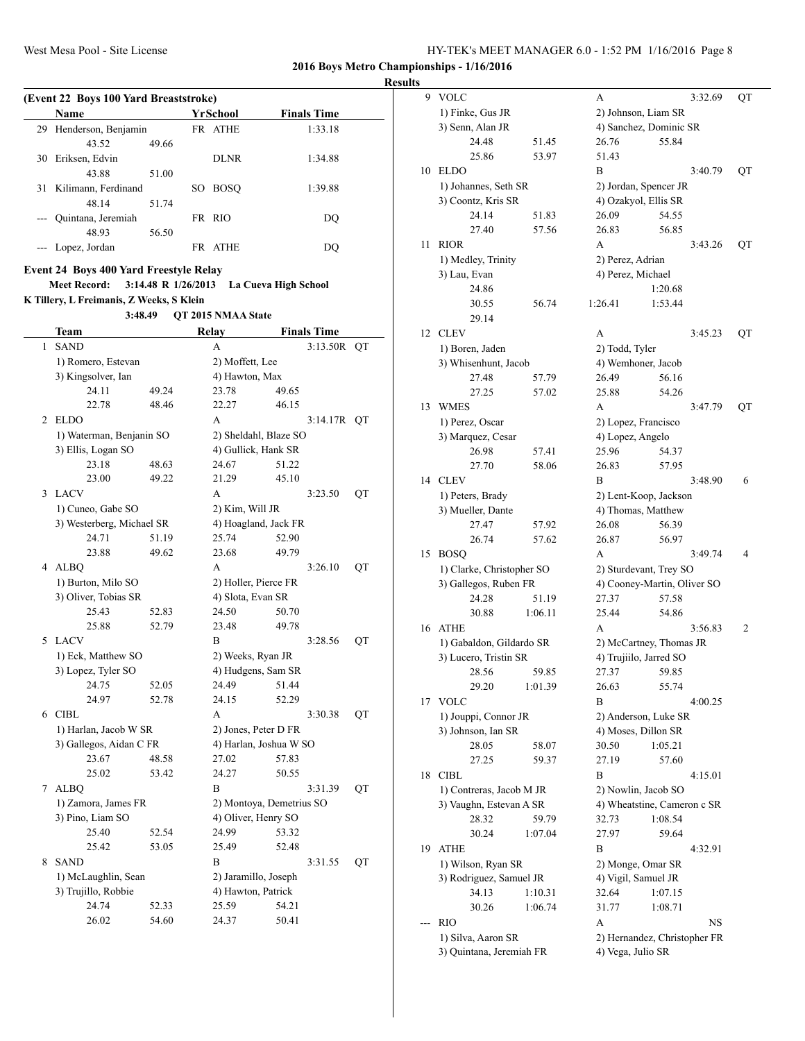## 2016 Boys Metro Championships - 1/16/2016

### Results

**(Event 22 Boys 100 Yard Breaststroke)**

| | Name | Yr | School | Finals Time |
|---|---|---|---|---|
| 29 | Henderson, Benjamin | FR | ATHE | 1:33.18 |
| | 43.52 49.66 | | | |
| 30 | Eriksen, Edvin | | DLNR | 1:34.88 |
| | 43.88 51.00 | | | |
| 31 | Kilimann, Ferdinand | SO | BOSQ | 1:39.88 |
| | 48.14 51.74 | | | |
| --- | Quintana, Jeremiah | FR | RIO | DQ |
| | 48.93 56.50 | | | |
| --- | Lopez, Jordan | FR | ATHE | DQ |

### Event 24 Boys 400 Yard Freestyle Relay

**Meet Record:** 3:14.48 R 1/26/2013 La Cueva High School
K Tillery, L Freimanis, Z Weeks, S Klein
3:48.49 QT 2015 NMAA State

| | Team | Relay | Finals Time | |
|---|---|---|---|---|
| 1 | SAND | A | 3:13.50R | QT |
| | 1) Romero, Estevan | 2) Moffett, Lee | | |
| | 3) Kingsolver, Ian | 4) Hawton, Max | | |
| | 24.11 49.24 | 23.78 49.65 | | |
| | 22.78 48.46 | 22.27 46.15 | | |
| 2 | ELDO | A | 3:14.17R | QT |
| | 1) Waterman, Benjanin SO | 2) Sheldahl, Blaze SO | | |
| | 3) Ellis, Logan SO | 4) Gullick, Hank SR | | |
| | 23.18 48.63 | 24.67 51.22 | | |
| | 23.00 49.22 | 21.29 45.10 | | |
| 3 | LACV | A | 3:23.50 | QT |
| | 1) Cuneo, Gabe SO | 2) Kim, Will JR | | |
| | 3) Westerberg, Michael SR | 4) Hoagland, Jack FR | | |
| | 24.71 51.19 | 25.74 52.90 | | |
| | 23.88 49.62 | 23.68 49.79 | | |
| 4 | ALBQ | A | 3:26.10 | QT |
| | 1) Burton, Milo SO | 2) Holler, Pierce FR | | |
| | 3) Oliver, Tobias SR | 4) Slota, Evan SR | | |
| | 25.43 52.83 | 24.50 50.70 | | |
| | 25.88 52.79 | 23.48 49.78 | | |
| 5 | LACV | B | 3:28.56 | QT |
| | 1) Eck, Matthew SO | 2) Weeks, Ryan JR | | |
| | 3) Lopez, Tyler SO | 4) Hudgens, Sam SR | | |
| | 24.75 52.05 | 24.49 51.44 | | |
| | 24.97 52.78 | 24.15 52.29 | | |
| 6 | CIBL | A | 3:30.38 | QT |
| | 1) Harlan, Jacob W SR | 2) Jones, Peter D FR | | |
| | 3) Gallegos, Aidan C FR | 4) Harlan, Joshua W SO | | |
| | 23.67 48.58 | 27.02 57.83 | | |
| | 25.02 53.42 | 24.27 50.55 | | |
| 7 | ALBQ | B | 3:31.39 | QT |
| | 1) Zamora, James FR | 2) Montoya, Demetrius SO | | |
| | 3) Pino, Liam SO | 4) Oliver, Henry SO | | |
| | 25.40 52.54 | 24.99 53.32 | | |
| | 25.42 53.05 | 25.49 52.48 | | |
| 8 | SAND | B | 3:31.55 | QT |
| | 1) McLaughlin, Sean | 2) Jaramillo, Joseph | | |
| | 3) Trujillo, Robbie | 4) Hawton, Patrick | | |
| | 24.74 52.33 | 25.59 54.21 | | |
| | 26.02 54.60 | 24.37 50.41 | | |
| 9 | VOLC | A | 3:32.69 | QT |
| | 1) Finke, Gus JR | 2) Johnson, Liam SR | | |
| | 3) Senn, Alan JR | 4) Sanchez, Dominic SR | | |
| | 24.48 51.45 | 26.76 55.84 | | |
| | 25.86 53.97 | 51.43 | | |
| 10 | ELDO | B | 3:40.79 | QT |
| | 1) Johannes, Seth SR | 2) Jordan, Spencer JR | | |
| | 3) Coontz, Kris SR | 4) Ozakyol, Ellis SR | | |
| | 24.14 51.83 | 26.09 54.55 | | |
| | 27.40 57.56 | 26.83 56.85 | | |
| 11 | RIOR | A | 3:43.26 | QT |
| | 1) Medley, Trinity | 2) Perez, Adrian | | |
| | 3) Lau, Evan | 4) Perez, Michael | | |
| | 24.86 | 1:20.68 | | |
| | 30.55 56.74 | 1:26.41 1:53.44 | | |
| | 29.14 | | | |
| 12 | CLEV | A | 3:45.23 | QT |
| | 1) Boren, Jaden | 2) Todd, Tyler | | |
| | 3) Whisenhunt, Jacob | 4) Wemhoner, Jacob | | |
| | 27.48 57.79 | 26.49 56.16 | | |
| | 27.25 57.02 | 25.88 54.26 | | |
| 13 | WMES | A | 3:47.79 | QT |
| | 1) Perez, Oscar | 2) Lopez, Francisco | | |
| | 3) Marquez, Cesar | 4) Lopez, Angelo | | |
| | 26.98 57.41 | 25.96 54.37 | | |
| | 27.70 58.06 | 26.83 57.95 | | |
| 14 | CLEV | B | 3:48.90 | 6 |
| | 1) Peters, Brady | 2) Lent-Koop, Jackson | | |
| | 3) Mueller, Dante | 4) Thomas, Matthew | | |
| | 27.47 57.92 | 26.08 56.39 | | |
| | 26.74 57.62 | 26.87 56.97 | | |
| 15 | BOSQ | A | 3:49.74 | 4 |
| | 1) Clarke, Christopher SO | 2) Sturdevant, Trey SO | | |
| | 3) Gallegos, Ruben FR | 4) Cooney-Martin, Oliver SO | | |
| | 24.28 51.19 | 27.37 57.58 | | |
| | 30.88 1:06.11 | 25.44 54.86 | | |
| 16 | ATHE | A | 3:56.83 | 2 |
| | 1) Gabaldon, Gildardo SR | 2) McCartney, Thomas JR | | |
| | 3) Lucero, Tristin SR | 4) Trujiilo, Jarred SO | | |
| | 28.56 59.85 | 27.37 59.85 | | |
| | 29.20 1:01.39 | 26.63 55.74 | | |
| 17 | VOLC | B | 4:00.25 | |
| | 1) Jouppi, Connor JR | 2) Anderson, Luke SR | | |
| | 3) Johnson, Ian SR | 4) Moses, Dillon SR | | |
| | 28.05 58.07 | 30.50 1:05.21 | | |
| | 27.25 59.37 | 27.19 57.60 | | |
| 18 | CIBL | B | 4:15.01 | |
| | 1) Contreras, Jacob M JR | 2) Nowlin, Jacob SO | | |
| | 3) Vaughn, Estevan A SR | 4) Wheatstine, Cameron c SR | | |
| | 28.32 59.79 | 32.73 1:08.54 | | |
| | 30.24 1:07.04 | 27.97 59.64 | | |
| 19 | ATHE | B | 4:32.91 | |
| | 1) Wilson, Ryan SR | 2) Monge, Omar SR | | |
| | 3) Rodriguez, Samuel JR | 4) Vigil, Samuel JR | | |
| | 34.13 1:10.31 | 32.64 1:07.15 | | |
| | 30.26 1:06.74 | 31.77 1:08.71 | | |
| --- | RIO | A | NS | |
| | 1) Silva, Aaron SR | 2) Hernandez, Christopher FR | | |
| | 3) Quintana, Jeremiah FR | 4) Vega, Julio SR | | |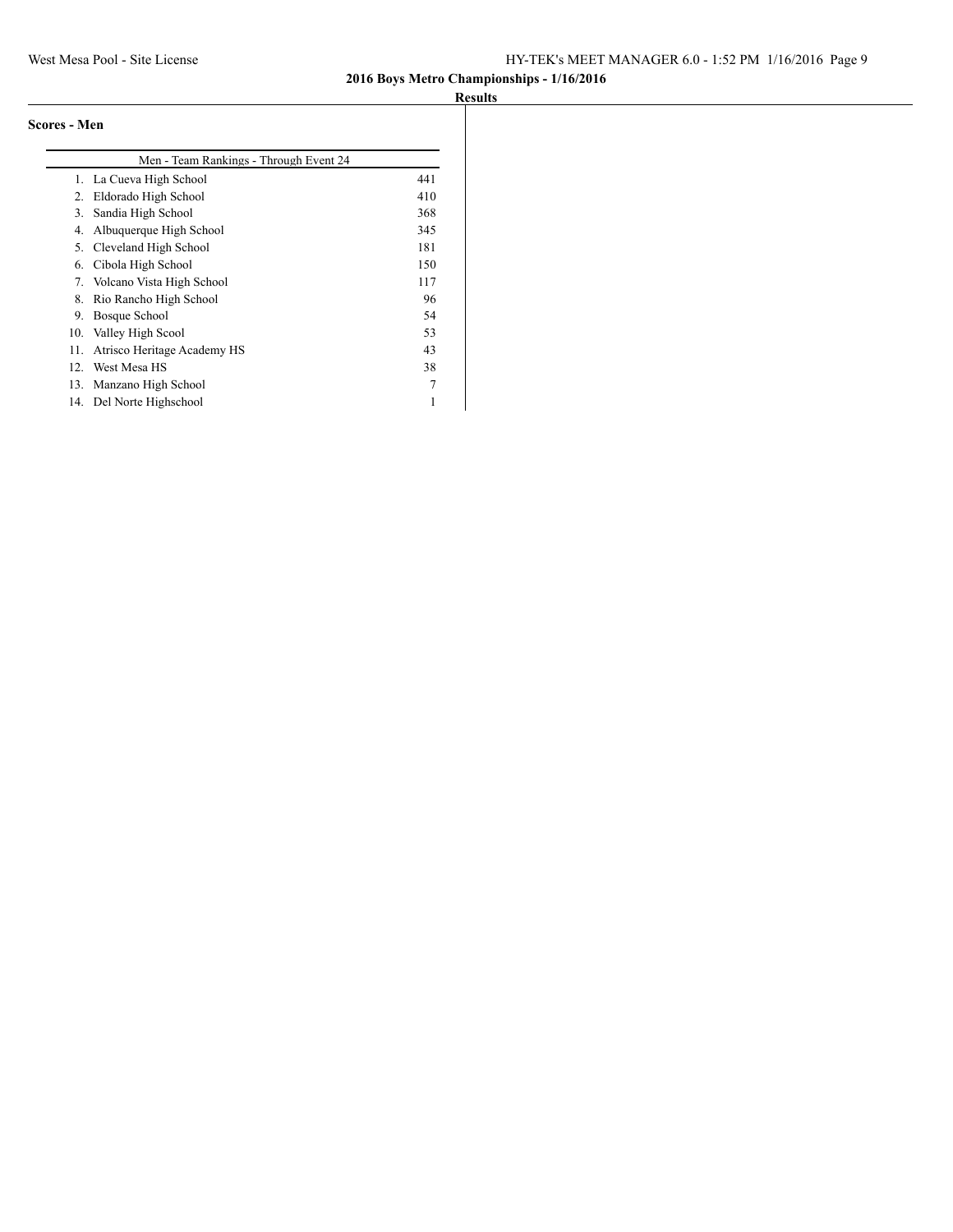**Results**

## Scores - Men

| Men - Team Rankings - Through Event 24 | | |
|---|---|---|
| 1. | La Cueva High School | 441 |
| 2. | Eldorado High School | 410 |
| 3. | Sandia High School | 368 |
| 4. | Albuquerque High School | 345 |
| 5. | Cleveland High School | 181 |
| 6. | Cibola High School | 150 |
| 7. | Volcano Vista High School | 117 |
| 8. | Rio Rancho High School | 96 |
| 9. | Bosque School | 54 |
| 10. | Valley High Scool | 53 |
| 11. | Atrisco Heritage Academy HS | 43 |
| 12. | West Mesa HS | 38 |
| 13. | Manzano High School | 7 |
| 14. | Del Norte Highschool | 1 |